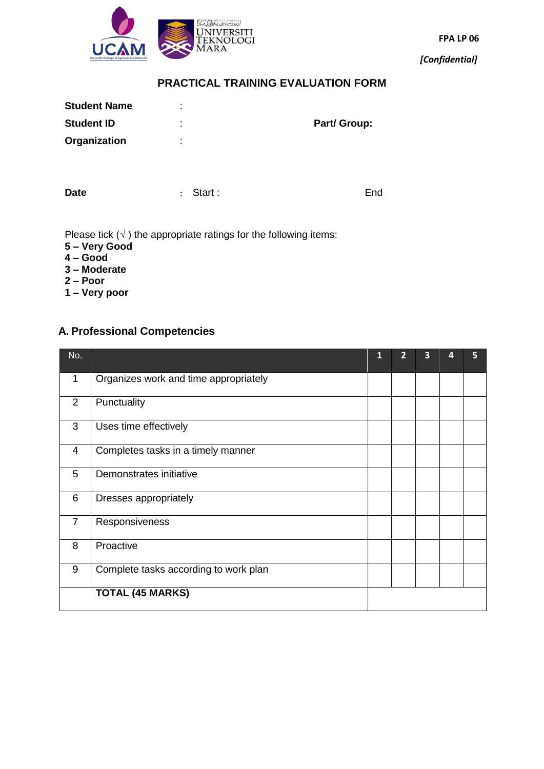FPA LP 06

*[Confidential]*

## PRACTICAL TRAINING EVALUATION FORM

**Student Name** :

**Student ID** : **Part/ Group:**

**Organization** :

**Date** : Start : End

Please tick (√ ) the appropriate ratings for the following items:
**5 – Very Good**
**4 – Good**
**3 – Moderate**
**2 – Poor**
**1 – Very poor**

### A. Professional Competencies

| No. | | 1 | 2 | 3 | 4 | 5 |
|---|---|---|---|---|---|---|
| 1 | Organizes work and time appropriately | | | | | |
| 2 | Punctuality | | | | | |
| 3 | Uses time effectively | | | | | |
| 4 | Completes tasks in a timely manner | | | | | |
| 5 | Demonstrates initiative | | | | | |
| 6 | Dresses appropriately | | | | | |
| 7 | Responsiveness | | | | | |
| 8 | Proactive | | | | | |
| 9 | Complete tasks according to work plan | | | | | |
| | **TOTAL (45 MARKS)** | | | | | |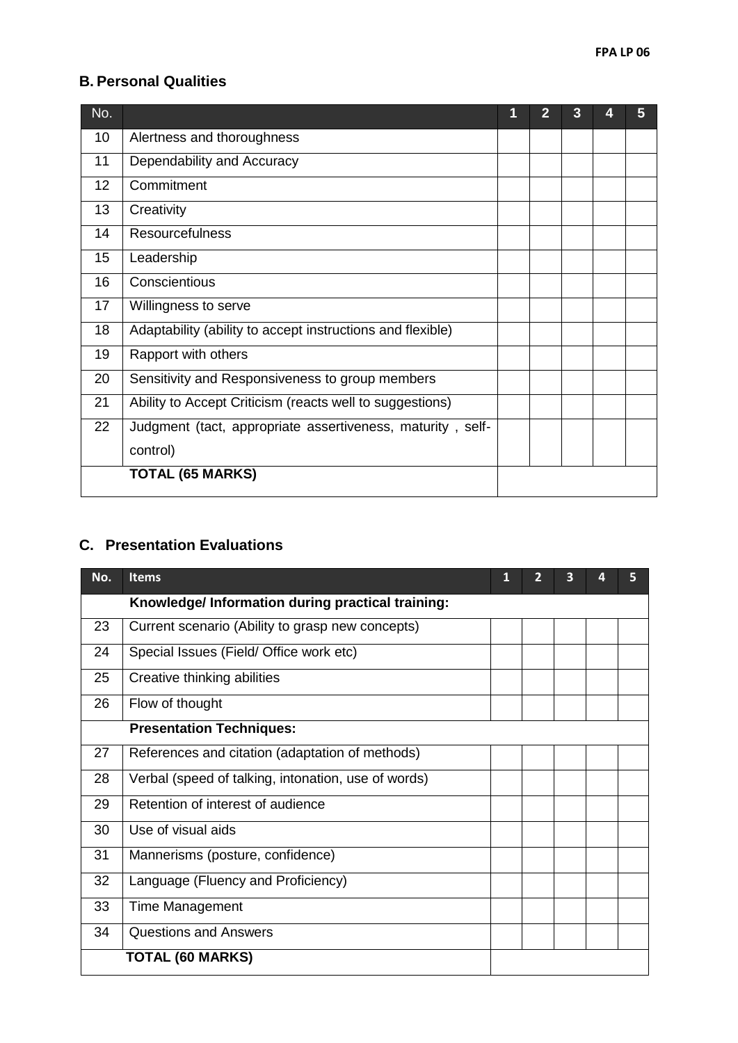## B. Personal Qualities

| No. | | 1 | 2 | 3 | 4 | 5 |
|---|---|---|---|---|---|---|
| 10 | Alertness and thoroughness | | | | | |
| 11 | Dependability and Accuracy | | | | | |
| 12 | Commitment | | | | | |
| 13 | Creativity | | | | | |
| 14 | Resourcefulness | | | | | |
| 15 | Leadership | | | | | |
| 16 | Conscientious | | | | | |
| 17 | Willingness to serve | | | | | |
| 18 | Adaptability (ability to accept instructions and flexible) | | | | | |
| 19 | Rapport with others | | | | | |
| 20 | Sensitivity and Responsiveness to group members | | | | | |
| 21 | Ability to Accept Criticism (reacts well to suggestions) | | | | | |
| 22 | Judgment (tact, appropriate assertiveness, maturity , self-control) | | | | | |
| | **TOTAL (65 MARKS)** | | | | | |

## C. Presentation Evaluations

| No. | Items | 1 | 2 | 3 | 4 | 5 |
|---|---|---|---|---|---|---|
| | **Knowledge/ Information during practical training:** | | | | | |
| 23 | Current scenario (Ability to grasp new concepts) | | | | | |
| 24 | Special Issues (Field/ Office work etc) | | | | | |
| 25 | Creative thinking abilities | | | | | |
| 26 | Flow of thought | | | | | |
| | **Presentation Techniques:** | | | | | |
| 27 | References and citation (adaptation of methods) | | | | | |
| 28 | Verbal (speed of talking, intonation, use of words) | | | | | |
| 29 | Retention of interest of audience | | | | | |
| 30 | Use of visual aids | | | | | |
| 31 | Mannerisms (posture, confidence) | | | | | |
| 32 | Language (Fluency and Proficiency) | | | | | |
| 33 | Time Management | | | | | |
| 34 | Questions and Answers | | | | | |
| | **TOTAL (60 MARKS)** | | | | | |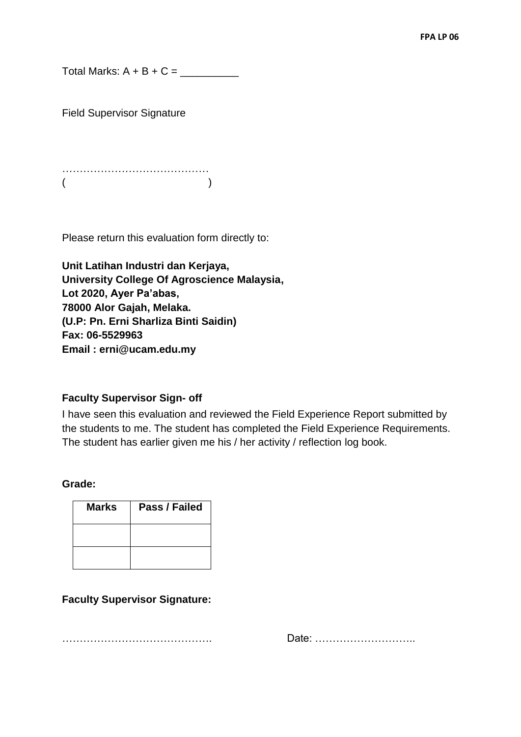Total Marks: A + B + C = __________

Field Supervisor Signature

……………………………………
(                                        )

Please return this evaluation form directly to:

**Unit Latihan Industri dan Kerjaya,**
**University College Of Agroscience Malaysia,**
**Lot 2020, Ayer Pa'abas,**
**78000 Alor Gajah, Melaka.**
**(U.P: Pn. Erni Sharliza Binti Saidin)**
**Fax: 06-5529963**
**Email : erni@ucam.edu.my**

**Faculty Supervisor Sign- off**

I have seen this evaluation and reviewed the Field Experience Report submitted by the students to me. The student has completed the Field Experience Requirements. The student has earlier given me his / her activity / reflection log book.

**Grade:**

| Marks | Pass / Failed |
|---|---|
| | |
| | |

**Faculty Supervisor Signature:**

…………………………………….                    Date: ………………………..